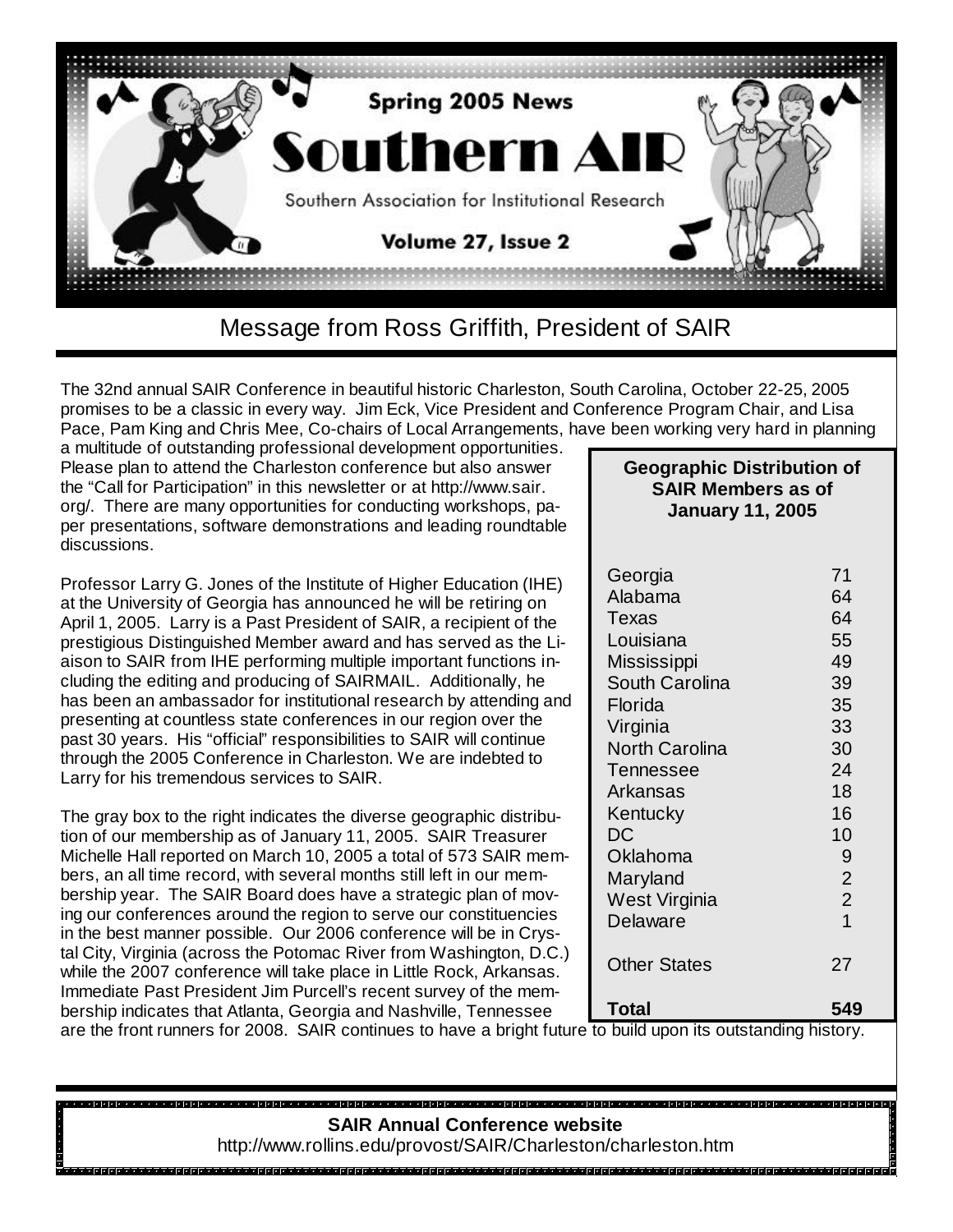# Southern AIR

## Spring 2005 News

Southern Association for Institutional Research

Volume 27, Issue 2

## Message from Ross Griffith, President of SAIR

The 32nd annual SAIR Conference in beautiful historic Charleston, South Carolina, October 22-25, 2005 promises to be a classic in every way. Jim Eck, Vice President and Conference Program Chair, and Lisa Pace, Pam King and Chris Mee, Co-chairs of Local Arrangements, have been working very hard in planning a multitude of outstanding professional development opportunities. Please plan to attend the Charleston conference but also answer the "Call for Participation" in this newsletter or at http://www.sair.org/. There are many opportunities for conducting workshops, paper presentations, software demonstrations and leading roundtable discussions.

Professor Larry G. Jones of the Institute of Higher Education (IHE) at the University of Georgia has announced he will be retiring on April 1, 2005. Larry is a Past President of SAIR, a recipient of the prestigious Distinguished Member award and has served as the Liaison to SAIR from IHE performing multiple important functions including the editing and producing of SAIRMAIL. Additionally, he has been an ambassador for institutional research by attending and presenting at countless state conferences in our region over the past 30 years. His "official" responsibilities to SAIR will continue through the 2005 Conference in Charleston. We are indebted to Larry for his tremendous services to SAIR.

The gray box to the right indicates the diverse geographic distribution of our membership as of January 11, 2005. SAIR Treasurer Michelle Hall reported on March 10, 2005 a total of 573 SAIR members, an all time record, with several months still left in our membership year. The SAIR Board does have a strategic plan of moving our conferences around the region to serve our constituencies in the best manner possible. Our 2006 conference will be in Crystal City, Virginia (across the Potomac River from Washington, D.C.) while the 2007 conference will take place in Little Rock, Arkansas. Immediate Past President Jim Purcell's recent survey of the membership indicates that Atlanta, Georgia and Nashville, Tennessee are the front runners for 2008. SAIR continues to have a bright future to build upon its outstanding history.

**Geographic Distribution of SAIR Members as of January 11, 2005**

| State | Members |
|---|---|
| Georgia | 71 |
| Alabama | 64 |
| Texas | 64 |
| Louisiana | 55 |
| Mississippi | 49 |
| South Carolina | 39 |
| Florida | 35 |
| Virginia | 33 |
| North Carolina | 30 |
| Tennessee | 24 |
| Arkansas | 18 |
| Kentucky | 16 |
| DC | 10 |
| Oklahoma | 9 |
| Maryland | 2 |
| West Virginia | 2 |
| Delaware | 1 |
| Other States | 27 |
| **Total** | **549** |

**SAIR Annual Conference website**
http://www.rollins.edu/provost/SAIR/Charleston/charleston.htm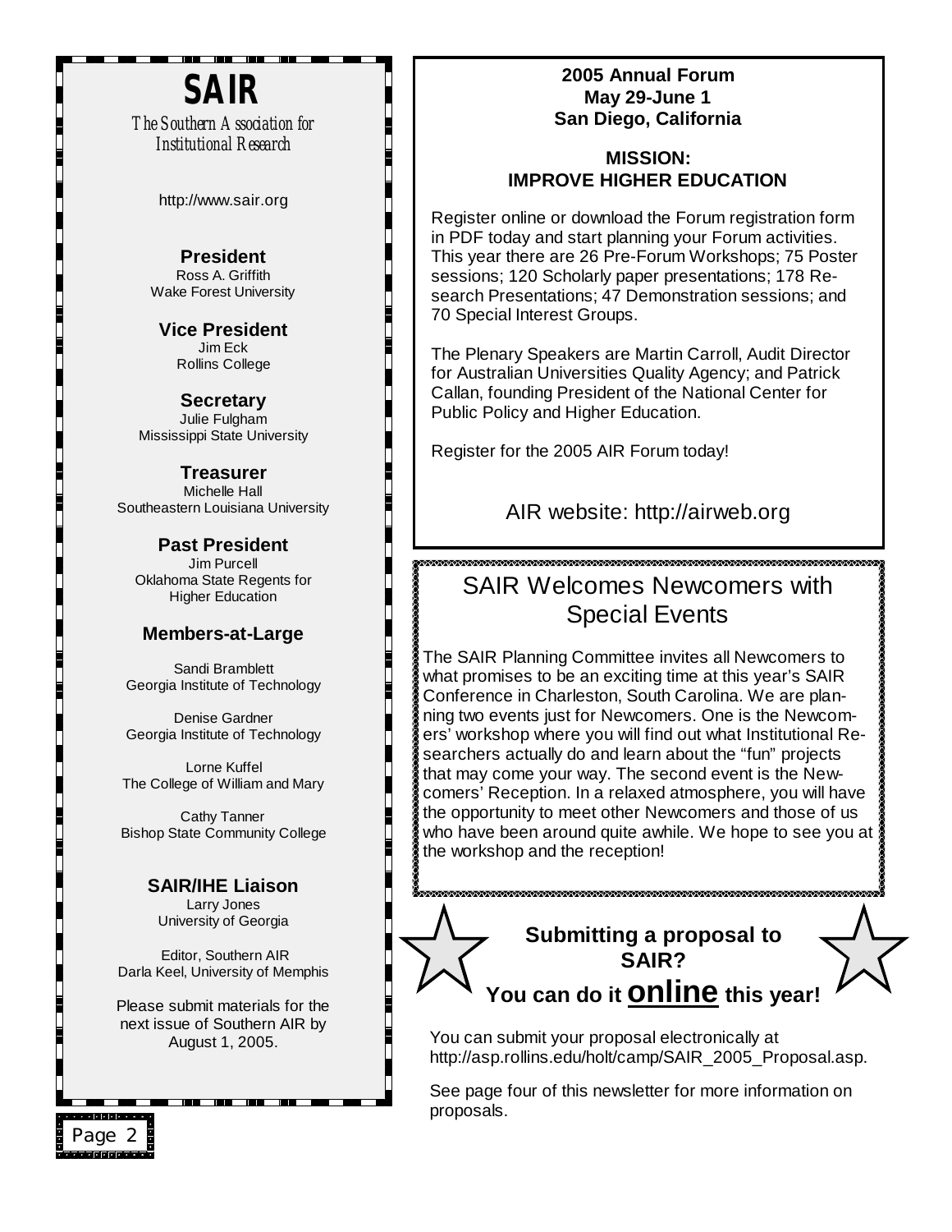# SAIR

*The Southern Association for Institutional Research*

http://www.sair.org

**President**
Ross A. Griffith
Wake Forest University

**Vice President**
Jim Eck
Rollins College

**Secretary**
Julie Fulgham
Mississippi State University

**Treasurer**
Michelle Hall
Southeastern Louisiana University

**Past President**
Jim Purcell
Oklahoma State Regents for Higher Education

**Members-at-Large**

Sandi Bramblett
Georgia Institute of Technology

Denise Gardner
Georgia Institute of Technology

Lorne Kuffel
The College of William and Mary

Cathy Tanner
Bishop State Community College

**SAIR/IHE Liaison**
Larry Jones
University of Georgia

Editor, Southern AIR
Darla Keel, University of Memphis

Please submit materials for the next issue of Southern AIR by August 1, 2005.

**2005 Annual Forum**
**May 29-June 1**
**San Diego, California**

**MISSION:**
**IMPROVE HIGHER EDUCATION**

Register online or download the Forum registration form in PDF today and start planning your Forum activities. This year there are 26 Pre-Forum Workshops; 75 Poster sessions; 120 Scholarly paper presentations; 178 Research Presentations; 47 Demonstration sessions; and 70 Special Interest Groups.

The Plenary Speakers are Martin Carroll, Audit Director for Australian Universities Quality Agency; and Patrick Callan, founding President of the National Center for Public Policy and Higher Education.

Register for the 2005 AIR Forum today!

AIR website: http://airweb.org

## SAIR Welcomes Newcomers with Special Events

The SAIR Planning Committee invites all Newcomers to what promises to be an exciting time at this year's SAIR Conference in Charleston, South Carolina. We are planning two events just for Newcomers. One is the Newcomers' workshop where you will find out what Institutional Researchers actually do and learn about the "fun" projects that may come your way. The second event is the Newcomers' Reception. In a relaxed atmosphere, you will have the opportunity to meet other Newcomers and those of us who have been around quite awhile. We hope to see you at the workshop and the reception!

## Submitting a proposal to SAIR?

## You can do it <u>online</u> this year!

You can submit your proposal electronically at http://asp.rollins.edu/holt/camp/SAIR_2005_Proposal.asp.

See page four of this newsletter for more information on proposals.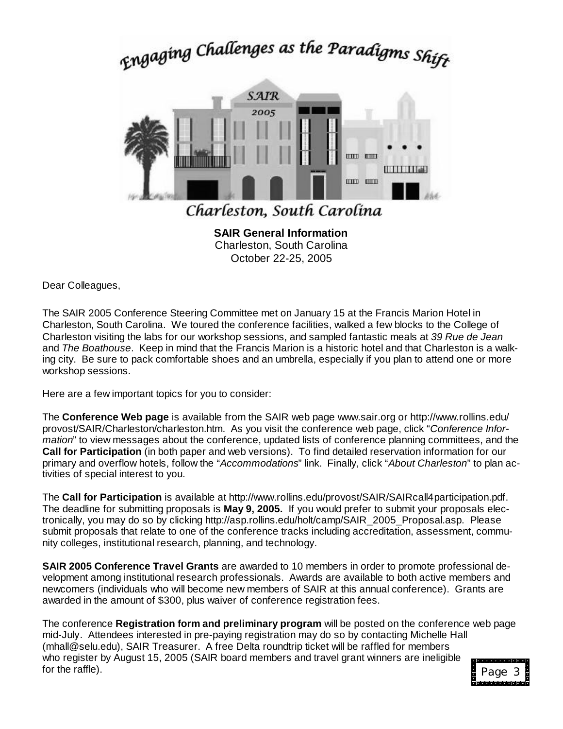# Engaging Challenges as the Paradigms Shift

Charleston, South Carolina

**SAIR General Information**
Charleston, South Carolina
October 22-25, 2005

Dear Colleagues,

The SAIR 2005 Conference Steering Committee met on January 15 at the Francis Marion Hotel in Charleston, South Carolina. We toured the conference facilities, walked a few blocks to the College of Charleston visiting the labs for our workshop sessions, and sampled fantastic meals at *39 Rue de Jean* and *The Boathouse*. Keep in mind that the Francis Marion is a historic hotel and that Charleston is a walking city. Be sure to pack comfortable shoes and an umbrella, especially if you plan to attend one or more workshop sessions.

Here are a few important topics for you to consider:

The **Conference Web page** is available from the SAIR web page www.sair.org or http://www.rollins.edu/provost/SAIR/Charleston/charleston.htm. As you visit the conference web page, click "*Conference Information*" to view messages about the conference, updated lists of conference planning committees, and the **Call for Participation** (in both paper and web versions). To find detailed reservation information for our primary and overflow hotels, follow the "*Accommodations*" link. Finally, click "*About Charleston*" to plan activities of special interest to you.

The **Call for Participation** is available at http://www.rollins.edu/provost/SAIR/SAIRcall4participation.pdf. The deadline for submitting proposals is **May 9, 2005.** If you would prefer to submit your proposals electronically, you may do so by clicking http://asp.rollins.edu/holt/camp/SAIR_2005_Proposal.asp. Please submit proposals that relate to one of the conference tracks including accreditation, assessment, community colleges, institutional research, planning, and technology.

**SAIR 2005 Conference Travel Grants** are awarded to 10 members in order to promote professional development among institutional research professionals. Awards are available to both active members and newcomers (individuals who will become new members of SAIR at this annual conference). Grants are awarded in the amount of $300, plus waiver of conference registration fees.

The conference **Registration form and preliminary program** will be posted on the conference web page mid-July. Attendees interested in pre-paying registration may do so by contacting Michelle Hall (mhall@selu.edu), SAIR Treasurer. A free Delta roundtrip ticket will be raffled for members who register by August 15, 2005 (SAIR board members and travel grant winners are ineligible for the raffle).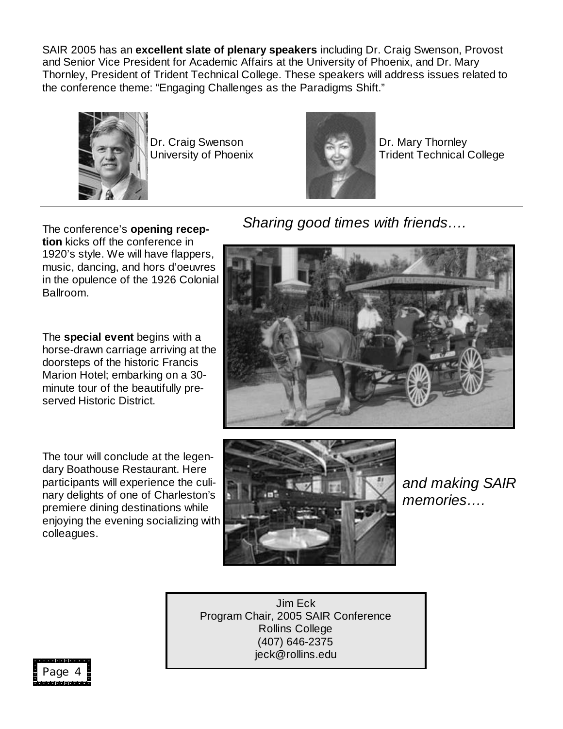SAIR 2005 has an **excellent slate of plenary speakers** including Dr. Craig Swenson, Provost and Senior Vice President for Academic Affairs at the University of Phoenix, and Dr. Mary Thornley, President of Trident Technical College. These speakers will address issues related to the conference theme: "Engaging Challenges as the Paradigms Shift."

Dr. Craig Swenson
University of Phoenix

Dr. Mary Thornley
Trident Technical College

---

*Sharing good times with friends….*

The conference's **opening reception** kicks off the conference in 1920's style. We will have flappers, music, dancing, and hors d'oeuvres in the opulence of the 1926 Colonial Ballroom.

The **special event** begins with a horse-drawn carriage arriving at the doorsteps of the historic Francis Marion Hotel; embarking on a 30-minute tour of the beautifully preserved Historic District.

The tour will conclude at the legendary Boathouse Restaurant. Here participants will experience the culinary delights of one of Charleston's premiere dining destinations while enjoying the evening socializing with colleagues.

*and making SAIR memories….*

Jim Eck
Program Chair, 2005 SAIR Conference
Rollins College
(407) 646-2375
jeck@rollins.edu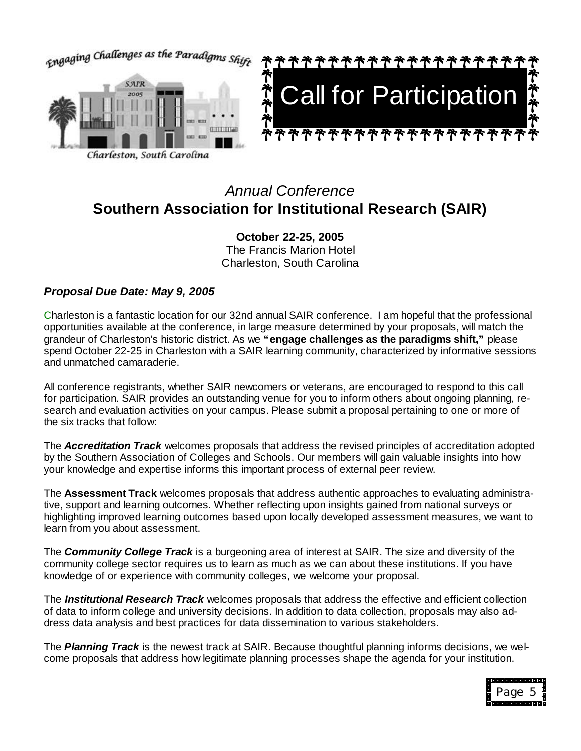Engaging Challenges as the Paradigms Shift

Charleston, South Carolina

# Call for Participation

*Annual Conference*

## Southern Association for Institutional Research (SAIR)

**October 22-25, 2005**
The Francis Marion Hotel
Charleston, South Carolina

***Proposal Due Date: May 9, 2005***

Charleston is a fantastic location for our 32nd annual SAIR conference. I am hopeful that the professional opportunities available at the conference, in large measure determined by your proposals, will match the grandeur of Charleston's historic district. As we **"engage challenges as the paradigms shift,"** please spend October 22-25 in Charleston with a SAIR learning community, characterized by informative sessions and unmatched camaraderie.

All conference registrants, whether SAIR newcomers or veterans, are encouraged to respond to this call for participation. SAIR provides an outstanding venue for you to inform others about ongoing planning, research and evaluation activities on your campus. Please submit a proposal pertaining to one or more of the six tracks that follow:

The ***Accreditation Track*** welcomes proposals that address the revised principles of accreditation adopted by the Southern Association of Colleges and Schools. Our members will gain valuable insights into how your knowledge and expertise informs this important process of external peer review.

The **Assessment Track** welcomes proposals that address authentic approaches to evaluating administrative, support and learning outcomes. Whether reflecting upon insights gained from national surveys or highlighting improved learning outcomes based upon locally developed assessment measures, we want to learn from you about assessment.

The ***Community College Track*** is a burgeoning area of interest at SAIR. The size and diversity of the community college sector requires us to learn as much as we can about these institutions. If you have knowledge of or experience with community colleges, we welcome your proposal.

The ***Institutional Research Track*** welcomes proposals that address the effective and efficient collection of data to inform college and university decisions. In addition to data collection, proposals may also address data analysis and best practices for data dissemination to various stakeholders.

The ***Planning Track*** is the newest track at SAIR. Because thoughtful planning informs decisions, we welcome proposals that address how legitimate planning processes shape the agenda for your institution.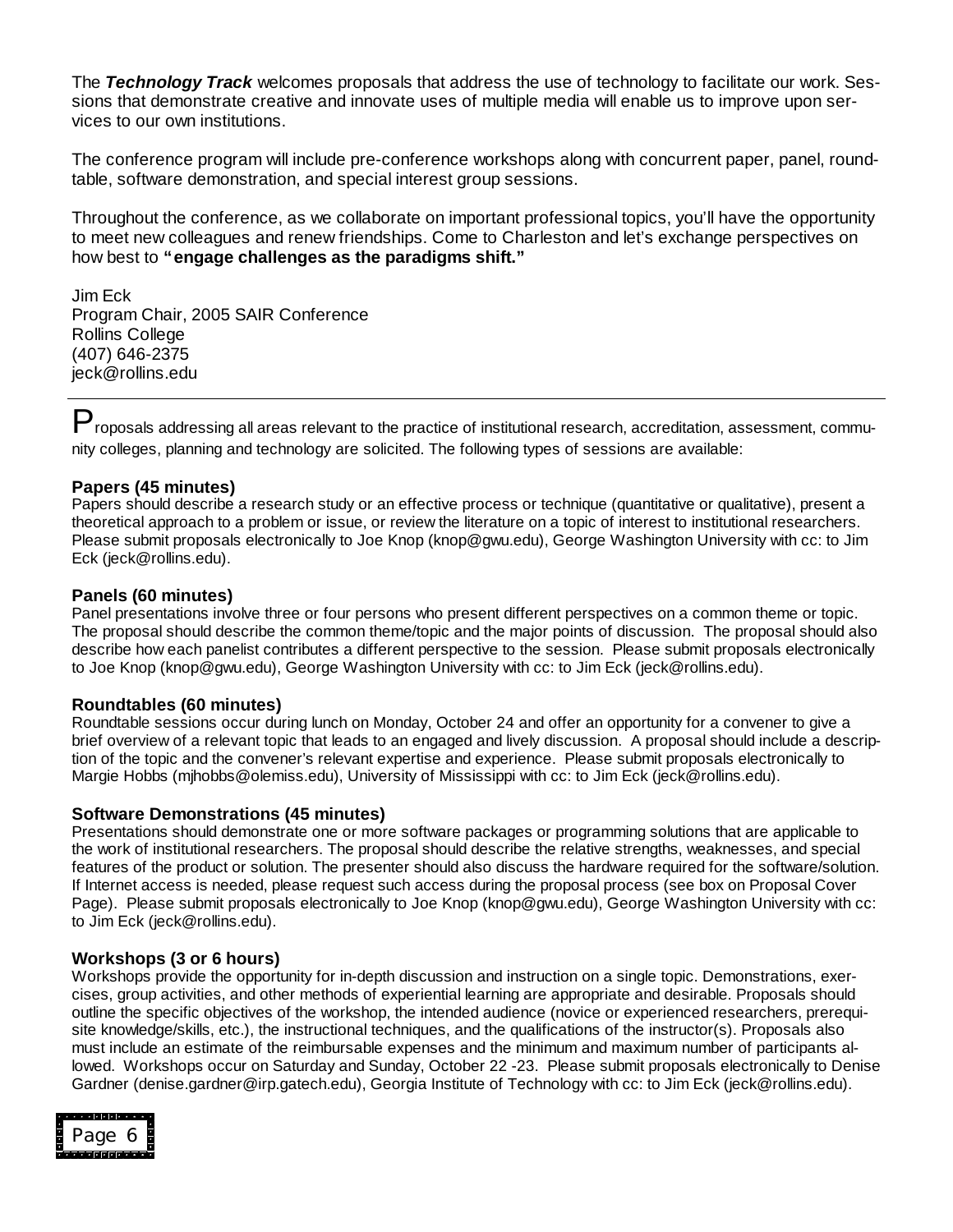The ***Technology Track*** welcomes proposals that address the use of technology to facilitate our work. Sessions that demonstrate creative and innovate uses of multiple media will enable us to improve upon services to our own institutions.

The conference program will include pre-conference workshops along with concurrent paper, panel, roundtable, software demonstration, and special interest group sessions.

Throughout the conference, as we collaborate on important professional topics, you'll have the opportunity to meet new colleagues and renew friendships. Come to Charleston and let's exchange perspectives on how best to **"engage challenges as the paradigms shift."**

Jim Eck
Program Chair, 2005 SAIR Conference
Rollins College
(407) 646-2375
jeck@rollins.edu

---

Proposals addressing all areas relevant to the practice of institutional research, accreditation, assessment, community colleges, planning and technology are solicited. The following types of sessions are available:

**Papers (45 minutes)**
Papers should describe a research study or an effective process or technique (quantitative or qualitative), present a theoretical approach to a problem or issue, or review the literature on a topic of interest to institutional researchers. Please submit proposals electronically to Joe Knop (knop@gwu.edu), George Washington University with cc: to Jim Eck (jeck@rollins.edu).

**Panels (60 minutes)**
Panel presentations involve three or four persons who present different perspectives on a common theme or topic. The proposal should describe the common theme/topic and the major points of discussion. The proposal should also describe how each panelist contributes a different perspective to the session. Please submit proposals electronically to Joe Knop (knop@gwu.edu), George Washington University with cc: to Jim Eck (jeck@rollins.edu).

**Roundtables (60 minutes)**
Roundtable sessions occur during lunch on Monday, October 24 and offer an opportunity for a convener to give a brief overview of a relevant topic that leads to an engaged and lively discussion. A proposal should include a description of the topic and the convener's relevant expertise and experience. Please submit proposals electronically to Margie Hobbs (mjhobbs@olemiss.edu), University of Mississippi with cc: to Jim Eck (jeck@rollins.edu).

**Software Demonstrations (45 minutes)**
Presentations should demonstrate one or more software packages or programming solutions that are applicable to the work of institutional researchers. The proposal should describe the relative strengths, weaknesses, and special features of the product or solution. The presenter should also discuss the hardware required for the software/solution. If Internet access is needed, please request such access during the proposal process (see box on Proposal Cover Page). Please submit proposals electronically to Joe Knop (knop@gwu.edu), George Washington University with cc: to Jim Eck (jeck@rollins.edu).

**Workshops (3 or 6 hours)**
Workshops provide the opportunity for in-depth discussion and instruction on a single topic. Demonstrations, exercises, group activities, and other methods of experiential learning are appropriate and desirable. Proposals should outline the specific objectives of the workshop, the intended audience (novice or experienced researchers, prerequisite knowledge/skills, etc.), the instructional techniques, and the qualifications of the instructor(s). Proposals also must include an estimate of the reimbursable expenses and the minimum and maximum number of participants allowed. Workshops occur on Saturday and Sunday, October 22 -23. Please submit proposals electronically to Denise Gardner (denise.gardner@irp.gatech.edu), Georgia Institute of Technology with cc: to Jim Eck (jeck@rollins.edu).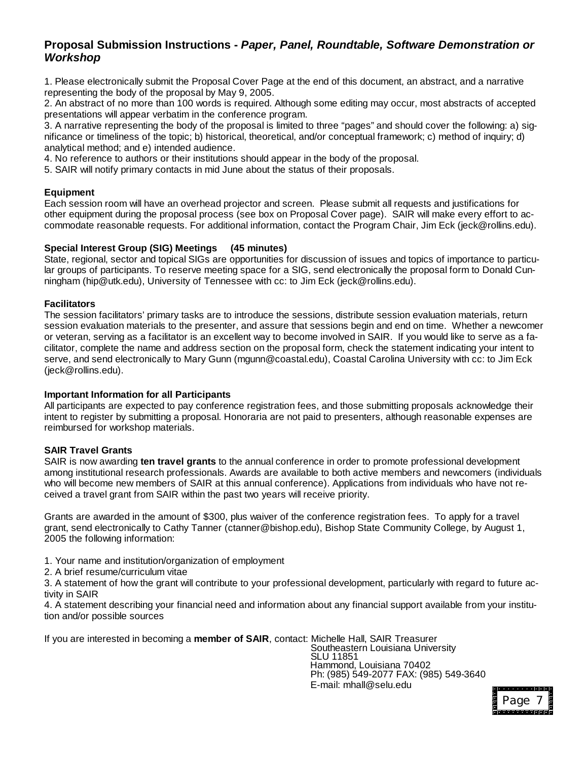## Proposal Submission Instructions - *Paper, Panel, Roundtable, Software Demonstration or Workshop*

1. Please electronically submit the Proposal Cover Page at the end of this document, an abstract, and a narrative representing the body of the proposal by May 9, 2005.
2. An abstract of no more than 100 words is required. Although some editing may occur, most abstracts of accepted presentations will appear verbatim in the conference program.
3. A narrative representing the body of the proposal is limited to three "pages" and should cover the following: a) significance or timeliness of the topic; b) historical, theoretical, and/or conceptual framework; c) method of inquiry; d) analytical method; and e) intended audience.
4. No reference to authors or their institutions should appear in the body of the proposal.
5. SAIR will notify primary contacts in mid June about the status of their proposals.

### Equipment

Each session room will have an overhead projector and screen. Please submit all requests and justifications for other equipment during the proposal process (see box on Proposal Cover page). SAIR will make every effort to accommodate reasonable requests. For additional information, contact the Program Chair, Jim Eck (jeck@rollins.edu).

### Special Interest Group (SIG) Meetings (45 minutes)

State, regional, sector and topical SIGs are opportunities for discussion of issues and topics of importance to particular groups of participants. To reserve meeting space for a SIG, send electronically the proposal form to Donald Cunningham (hip@utk.edu), University of Tennessee with cc: to Jim Eck (jeck@rollins.edu).

### Facilitators

The session facilitators' primary tasks are to introduce the sessions, distribute session evaluation materials, return session evaluation materials to the presenter, and assure that sessions begin and end on time. Whether a newcomer or veteran, serving as a facilitator is an excellent way to become involved in SAIR. If you would like to serve as a facilitator, complete the name and address section on the proposal form, check the statement indicating your intent to serve, and send electronically to Mary Gunn (mgunn@coastal.edu), Coastal Carolina University with cc: to Jim Eck (jeck@rollins.edu).

### Important Information for all Participants

All participants are expected to pay conference registration fees, and those submitting proposals acknowledge their intent to register by submitting a proposal. Honoraria are not paid to presenters, although reasonable expenses are reimbursed for workshop materials.

### SAIR Travel Grants

SAIR is now awarding **ten travel grants** to the annual conference in order to promote professional development among institutional research professionals. Awards are available to both active members and newcomers (individuals who will become new members of SAIR at this annual conference). Applications from individuals who have not received a travel grant from SAIR within the past two years will receive priority.

Grants are awarded in the amount of $300, plus waiver of the conference registration fees. To apply for a travel grant, send electronically to Cathy Tanner (ctanner@bishop.edu), Bishop State Community College, by August 1, 2005 the following information:

1. Your name and institution/organization of employment
2. A brief resume/curriculum vitae
3. A statement of how the grant will contribute to your professional development, particularly with regard to future activity in SAIR
4. A statement describing your financial need and information about any financial support available from your institution and/or possible sources

If you are interested in becoming a **member of SAIR**, contact: Michelle Hall, SAIR Treasurer
Southeastern Louisiana University
SLU 11851
Hammond, Louisiana 70402
Ph: (985) 549-2077 FAX: (985) 549-3640
E-mail: mhall@selu.edu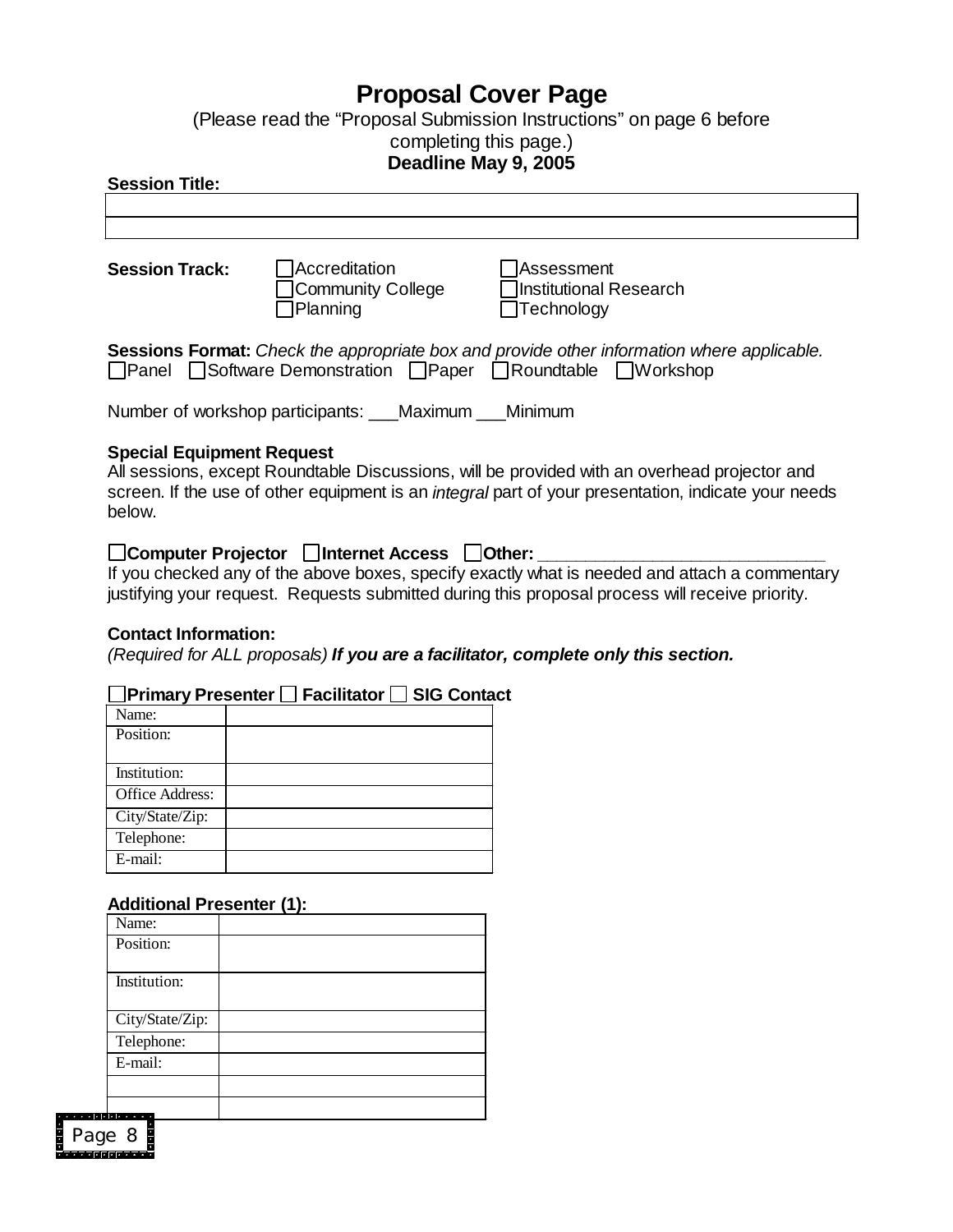# Proposal Cover Page

(Please read the "Proposal Submission Instructions" on page 6 before completing this page.)

**Deadline May 9, 2005**

**Session Title:**

| |
|---|
| |
| |

**Session Track:**

☐ Accreditation ☐ Assessment
☐ Community College ☐ Institutional Research
☐ Planning ☐ Technology

**Sessions Format:** *Check the appropriate box and provide other information where applicable.*

☐ Panel ☐ Software Demonstration ☐ Paper ☐ Roundtable ☐ Workshop

Number of workshop participants: ___Maximum ___Minimum

**Special Equipment Request**

All sessions, except Roundtable Discussions, will be provided with an overhead projector and screen. If the use of other equipment is an *integral* part of your presentation, indicate your needs below.

☐ **Computer Projector** ☐ **Internet Access** ☐ **Other: ______________________________**

If you checked any of the above boxes, specify exactly what is needed and attach a commentary justifying your request. Requests submitted during this proposal process will receive priority.

**Contact Information:**

*(Required for ALL proposals)* ***If you are a facilitator, complete only this section.***

☐ **Primary Presenter** ☐ **Facilitator** ☐ **SIG Contact**

| | |
|---|---|
| Name: | |
| Position: | |
| Institution: | |
| Office Address: | |
| City/State/Zip: | |
| Telephone: | |
| E-mail: | |

**Additional Presenter (1):**

| | |
|---|---|
| Name: | |
| Position: | |
| Institution: | |
| City/State/Zip: | |
| Telephone: | |
| E-mail: | |
| | |
| | |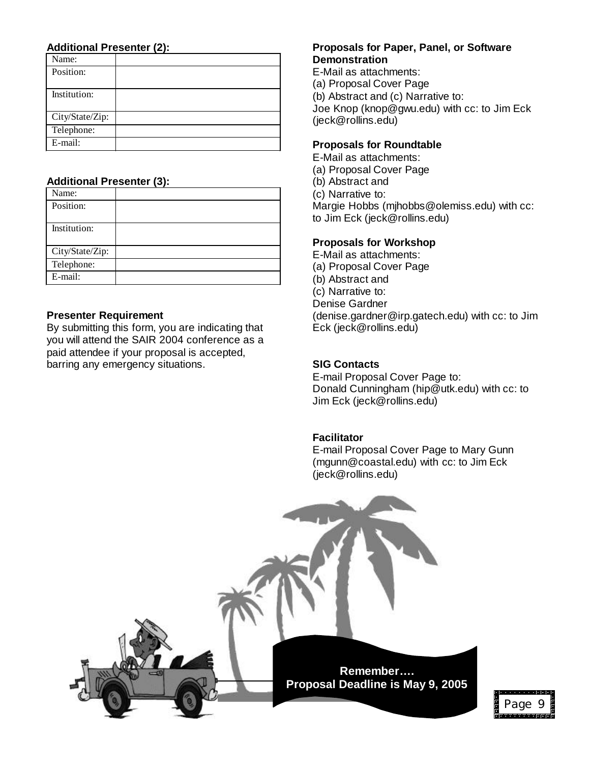**Additional Presenter (2):**

| Name: | |
|---|---|
| Position: | |
| Institution: | |
| City/State/Zip: | |
| Telephone: | |
| E-mail: | |

**Additional Presenter (3):**

| Name: | |
|---|---|
| Position: | |
| Institution: | |
| City/State/Zip: | |
| Telephone: | |
| E-mail: | |

**Presenter Requirement**

By submitting this form, you are indicating that you will attend the SAIR 2004 conference as a paid attendee if your proposal is accepted, barring any emergency situations.

**Proposals for Paper, Panel, or Software Demonstration**

E-Mail as attachments:
(a) Proposal Cover Page
(b) Abstract and (c) Narrative to:
Joe Knop (knop@gwu.edu) with cc: to Jim Eck (jeck@rollins.edu)

**Proposals for Roundtable**

E-Mail as attachments:
(a) Proposal Cover Page
(b) Abstract and
(c) Narrative to:
Margie Hobbs (mjhobbs@olemiss.edu) with cc: to Jim Eck (jeck@rollins.edu)

**Proposals for Workshop**

E-Mail as attachments:
(a) Proposal Cover Page
(b) Abstract and
(c) Narrative to:
Denise Gardner (denise.gardner@irp.gatech.edu) with cc: to Jim Eck (jeck@rollins.edu)

**SIG Contacts**

E-mail Proposal Cover Page to:
Donald Cunningham (hip@utk.edu) with cc: to Jim Eck (jeck@rollins.edu)

**Facilitator**

E-mail Proposal Cover Page to Mary Gunn (mgunn@coastal.edu) with cc: to Jim Eck (jeck@rollins.edu)

**Remember….**
**Proposal Deadline is May 9, 2005**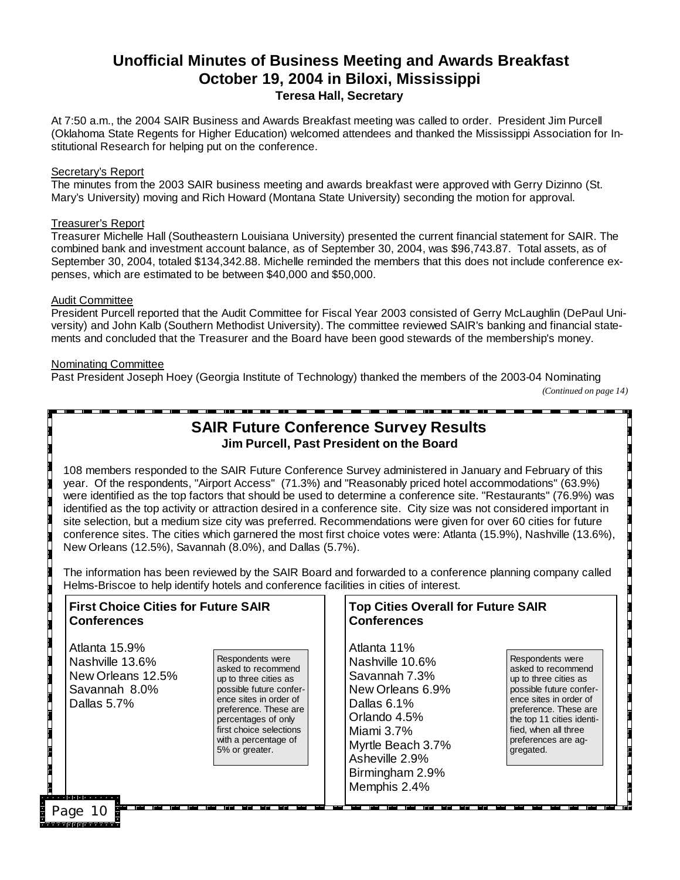## Unofficial Minutes of Business Meeting and Awards Breakfast
## October 19, 2004 in Biloxi, Mississippi
### Teresa Hall, Secretary

At 7:50 a.m., the 2004 SAIR Business and Awards Breakfast meeting was called to order. President Jim Purcell (Oklahoma State Regents for Higher Education) welcomed attendees and thanked the Mississippi Association for Institutional Research for helping put on the conference.

Secretary's Report

The minutes from the 2003 SAIR business meeting and awards breakfast were approved with Gerry Dizinno (St. Mary's University) moving and Rich Howard (Montana State University) seconding the motion for approval.

Treasurer's Report

Treasurer Michelle Hall (Southeastern Louisiana University) presented the current financial statement for SAIR. The combined bank and investment account balance, as of September 30, 2004, was $96,743.87. Total assets, as of September 30, 2004, totaled $134,342.88. Michelle reminded the members that this does not include conference expenses, which are estimated to be between $40,000 and $50,000.

Audit Committee

President Purcell reported that the Audit Committee for Fiscal Year 2003 consisted of Gerry McLaughlin (DePaul University) and John Kalb (Southern Methodist University). The committee reviewed SAIR's banking and financial statements and concluded that the Treasurer and the Board have been good stewards of the membership's money.

Nominating Committee

Past President Joseph Hoey (Georgia Institute of Technology) thanked the members of the 2003-04 Nominating

*(Continued on page 14)*

## SAIR Future Conference Survey Results
### Jim Purcell, Past President on the Board

108 members responded to the SAIR Future Conference Survey administered in January and February of this year. Of the respondents, "Airport Access" (71.3%) and "Reasonably priced hotel accommodations" (63.9%) were identified as the top factors that should be used to determine a conference site. "Restaurants" (76.9%) was identified as the top activity or attraction desired in a conference site. City size was not considered important in site selection, but a medium size city was preferred. Recommendations were given for over 60 cities for future conference sites. The cities which garnered the most first choice votes were: Atlanta (15.9%), Nashville (13.6%), New Orleans (12.5%), Savannah (8.0%), and Dallas (5.7%).

The information has been reviewed by the SAIR Board and forwarded to a conference planning company called Helms-Briscoe to help identify hotels and conference facilities in cities of interest.

**First Choice Cities for Future SAIR Conferences**

Atlanta 15.9%
Nashville 13.6%
New Orleans 12.5%
Savannah 8.0%
Dallas 5.7%

Respondents were asked to recommend up to three cities as possible future conference sites in order of preference. These are percentages of only first choice selections with a percentage of 5% or greater.

**Top Cities Overall for Future SAIR Conferences**

Atlanta 11%
Nashville 10.6%
Savannah 7.3%
New Orleans 6.9%
Dallas 6.1%
Orlando 4.5%
Miami 3.7%
Myrtle Beach 3.7%
Asheville 2.9%
Birmingham 2.9%
Memphis 2.4%

Respondents were asked to recommend up to three cities as possible future conference sites in order of preference. These are the top 11 cities identified, when all three preferences are aggregated.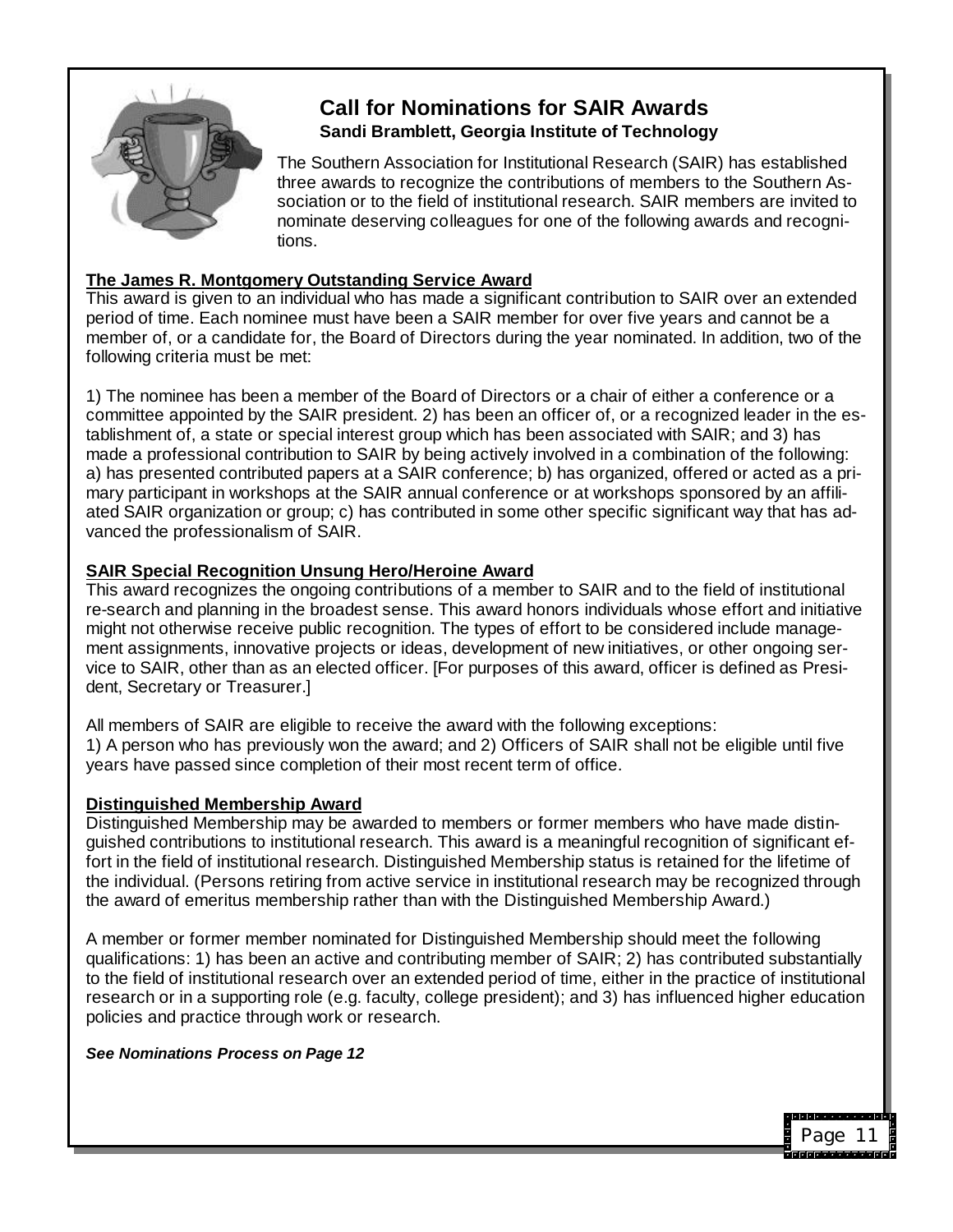## Call for Nominations for SAIR Awards

**Sandi Bramblett, Georgia Institute of Technology**

The Southern Association for Institutional Research (SAIR) has established three awards to recognize the contributions of members to the Southern Association or to the field of institutional research. SAIR members are invited to nominate deserving colleagues for one of the following awards and recognitions.

### The James R. Montgomery Outstanding Service Award

This award is given to an individual who has made a significant contribution to SAIR over an extended period of time. Each nominee must have been a SAIR member for over five years and cannot be a member of, or a candidate for, the Board of Directors during the year nominated. In addition, two of the following criteria must be met:

1) The nominee has been a member of the Board of Directors or a chair of either a conference or a committee appointed by the SAIR president. 2) has been an officer of, or a recognized leader in the establishment of, a state or special interest group which has been associated with SAIR; and 3) has made a professional contribution to SAIR by being actively involved in a combination of the following: a) has presented contributed papers at a SAIR conference; b) has organized, offered or acted as a primary participant in workshops at the SAIR annual conference or at workshops sponsored by an affiliated SAIR organization or group; c) has contributed in some other specific significant way that has advanced the professionalism of SAIR.

### SAIR Special Recognition Unsung Hero/Heroine Award

This award recognizes the ongoing contributions of a member to SAIR and to the field of institutional re-search and planning in the broadest sense. This award honors individuals whose effort and initiative might not otherwise receive public recognition. The types of effort to be considered include management assignments, innovative projects or ideas, development of new initiatives, or other ongoing service to SAIR, other than as an elected officer. [For purposes of this award, officer is defined as President, Secretary or Treasurer.]

All members of SAIR are eligible to receive the award with the following exceptions:
1) A person who has previously won the award; and 2) Officers of SAIR shall not be eligible until five years have passed since completion of their most recent term of office.

### Distinguished Membership Award

Distinguished Membership may be awarded to members or former members who have made distinguished contributions to institutional research. This award is a meaningful recognition of significant effort in the field of institutional research. Distinguished Membership status is retained for the lifetime of the individual. (Persons retiring from active service in institutional research may be recognized through the award of emeritus membership rather than with the Distinguished Membership Award.)

A member or former member nominated for Distinguished Membership should meet the following qualifications: 1) has been an active and contributing member of SAIR; 2) has contributed substantially to the field of institutional research over an extended period of time, either in the practice of institutional research or in a supporting role (e.g. faculty, college president); and 3) has influenced higher education policies and practice through work or research.

***See Nominations Process on Page 12***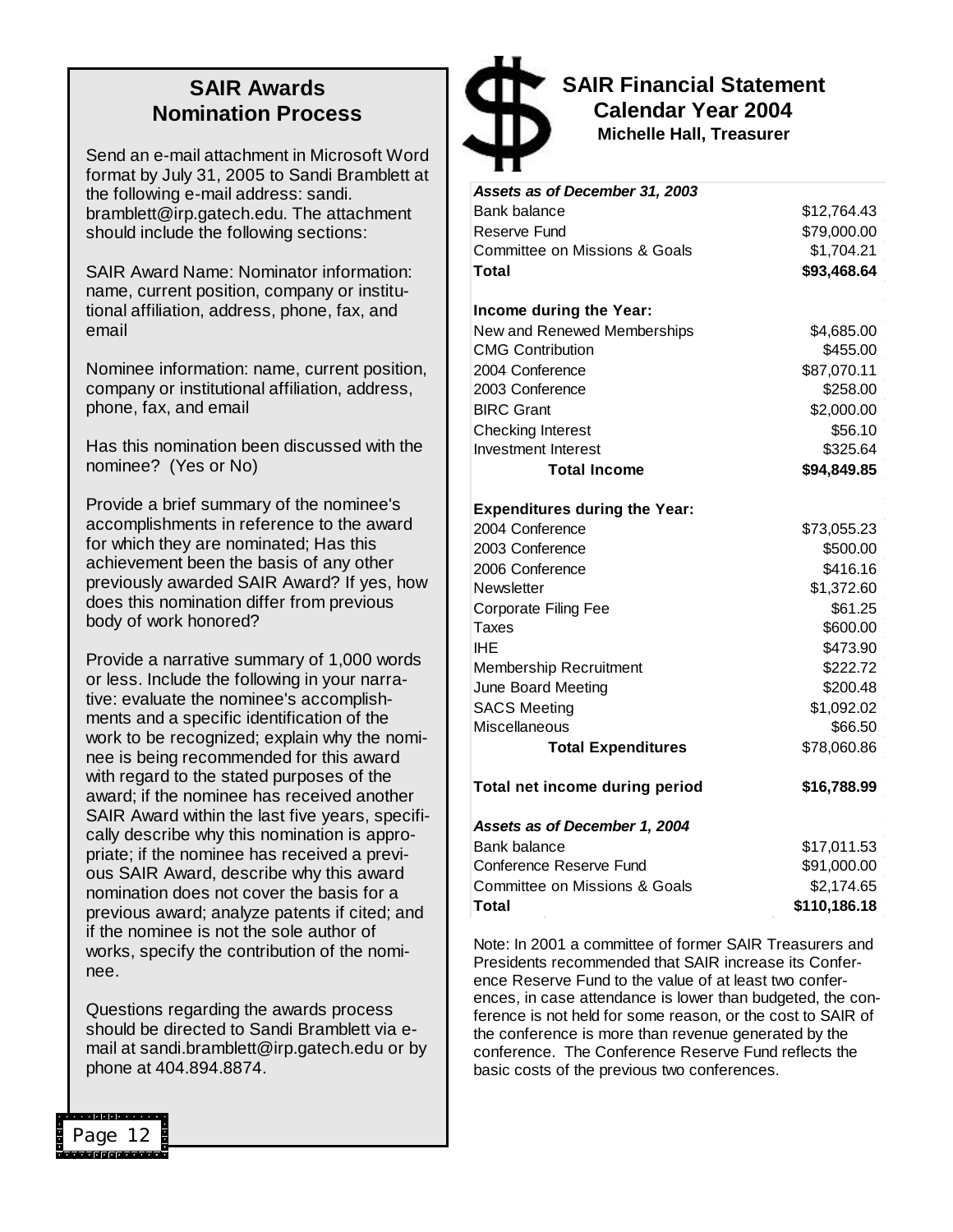## SAIR Awards Nomination Process

Send an e-mail attachment in Microsoft Word format by July 31, 2005 to Sandi Bramblett at the following e-mail address: sandi.bramblett@irp.gatech.edu. The attachment should include the following sections:

SAIR Award Name: Nominator information: name, current position, company or institutional affiliation, address, phone, fax, and email

Nominee information: name, current position, company or institutional affiliation, address, phone, fax, and email

Has this nomination been discussed with the nominee? (Yes or No)

Provide a brief summary of the nominee's accomplishments in reference to the award for which they are nominated; Has this achievement been the basis of any other previously awarded SAIR Award? If yes, how does this nomination differ from previous body of work honored?

Provide a narrative summary of 1,000 words or less. Include the following in your narrative: evaluate the nominee's accomplishments and a specific identification of the work to be recognized; explain why the nominee is being recommended for this award with regard to the stated purposes of the award; if the nominee has received another SAIR Award within the last five years, specifically describe why this nomination is appropriate; if the nominee has received a previous SAIR Award, describe why this award nomination does not cover the basis for a previous award; analyze patents if cited; and if the nominee is not the sole author of works, specify the contribution of the nominee.

Questions regarding the awards process should be directed to Sandi Bramblett via e-mail at sandi.bramblett@irp.gatech.edu or by phone at 404.894.8874.

## SAIR Financial Statement Calendar Year 2004

**Michelle Hall, Treasurer**

| *Assets as of December 31, 2003* | |
|---|---|
| Bank balance | $12,764.43 |
| Reserve Fund | $79,000.00 |
| Committee on Missions & Goals | $1,704.21 |
| **Total** | **$93,468.64** |
| | |
| **Income during the Year:** | |
| New and Renewed Memberships | $4,685.00 |
| CMG Contribution | $455.00 |
| 2004 Conference | $87,070.11 |
| 2003 Conference | $258.00 |
| BIRC Grant | $2,000.00 |
| Checking Interest | $56.10 |
| Investment Interest | $325.64 |
| **Total Income** | **$94,849.85** |
| | |
| **Expenditures during the Year:** | |
| 2004 Conference | $73,055.23 |
| 2003 Conference | $500.00 |
| 2006 Conference | $416.16 |
| Newsletter | $1,372.60 |
| Corporate Filing Fee | $61.25 |
| Taxes | $600.00 |
| IHE | $473.90 |
| Membership Recruitment | $222.72 |
| June Board Meeting | $200.48 |
| SACS Meeting | $1,092.02 |
| Miscellaneous | $66.50 |
| **Total Expenditures** | $78,060.86 |
| | |
| **Total net income during period** | **$16,788.99** |
| | |
| *Assets as of December 1, 2004* | |
| Bank balance | $17,011.53 |
| Conference Reserve Fund | $91,000.00 |
| Committee on Missions & Goals | $2,174.65 |
| **Total** | **$110,186.18** |

Note: In 2001 a committee of former SAIR Treasurers and Presidents recommended that SAIR increase its Conference Reserve Fund to the value of at least two conferences, in case attendance is lower than budgeted, the conference is not held for some reason, or the cost to SAIR of the conference is more than revenue generated by the conference. The Conference Reserve Fund reflects the basic costs of the previous two conferences.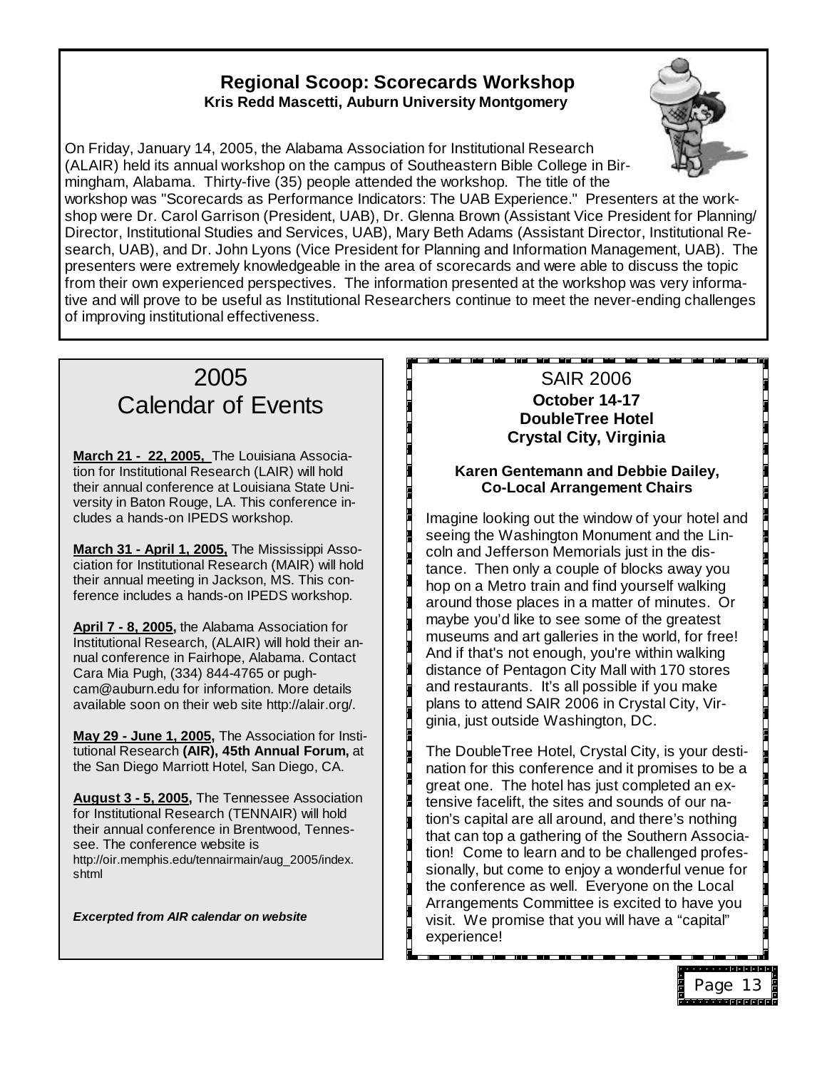## Regional Scoop: Scorecards Workshop

**Kris Redd Mascetti, Auburn University Montgomery**

On Friday, January 14, 2005, the Alabama Association for Institutional Research (ALAIR) held its annual workshop on the campus of Southeastern Bible College in Birmingham, Alabama. Thirty-five (35) people attended the workshop. The title of the workshop was "Scorecards as Performance Indicators: The UAB Experience." Presenters at the workshop were Dr. Carol Garrison (President, UAB), Dr. Glenna Brown (Assistant Vice President for Planning/ Director, Institutional Studies and Services, UAB), Mary Beth Adams (Assistant Director, Institutional Research, UAB), and Dr. John Lyons (Vice President for Planning and Information Management, UAB). The presenters were extremely knowledgeable in the area of scorecards and were able to discuss the topic from their own experienced perspectives. The information presented at the workshop was very informative and will prove to be useful as Institutional Researchers continue to meet the never-ending challenges of improving institutional effectiveness.

## 2005 Calendar of Events

**March 21 - 22, 2005,** The Louisiana Association for Institutional Research (LAIR) will hold their annual conference at Louisiana State University in Baton Rouge, LA. This conference includes a hands-on IPEDS workshop.

**March 31 - April 1, 2005,** The Mississippi Association for Institutional Research (MAIR) will hold their annual meeting in Jackson, MS. This conference includes a hands-on IPEDS workshop.

**April 7 - 8, 2005,** the Alabama Association for Institutional Research, (ALAIR) will hold their annual conference in Fairhope, Alabama. Contact Cara Mia Pugh, (334) 844-4765 or pughcam@auburn.edu for information. More details available soon on their web site http://alair.org/.

**May 29 - June 1, 2005,** The Association for Institutional Research **(AIR), 45th Annual Forum,** at the San Diego Marriott Hotel, San Diego, CA.

**August 3 - 5, 2005,** The Tennessee Association for Institutional Research (TENNAIR) will hold their annual conference in Brentwood, Tennessee. The conference website is http://oir.memphis.edu/tennairmain/aug_2005/index.shtml

***Excerpted from AIR calendar on website***

## SAIR 2006

**October 14-17**
**DoubleTree Hotel**
**Crystal City, Virginia**

**Karen Gentemann and Debbie Dailey, Co-Local Arrangement Chairs**

Imagine looking out the window of your hotel and seeing the Washington Monument and the Lincoln and Jefferson Memorials just in the distance. Then only a couple of blocks away you hop on a Metro train and find yourself walking around those places in a matter of minutes. Or maybe you'd like to see some of the greatest museums and art galleries in the world, for free! And if that's not enough, you're within walking distance of Pentagon City Mall with 170 stores and restaurants. It's all possible if you make plans to attend SAIR 2006 in Crystal City, Virginia, just outside Washington, DC.

The DoubleTree Hotel, Crystal City, is your destination for this conference and it promises to be a great one. The hotel has just completed an extensive facelift, the sites and sounds of our nation's capital are all around, and there's nothing that can top a gathering of the Southern Association! Come to learn and to be challenged professionally, but come to enjoy a wonderful venue for the conference as well. Everyone on the Local Arrangements Committee is excited to have you visit. We promise that you will have a "capital" experience!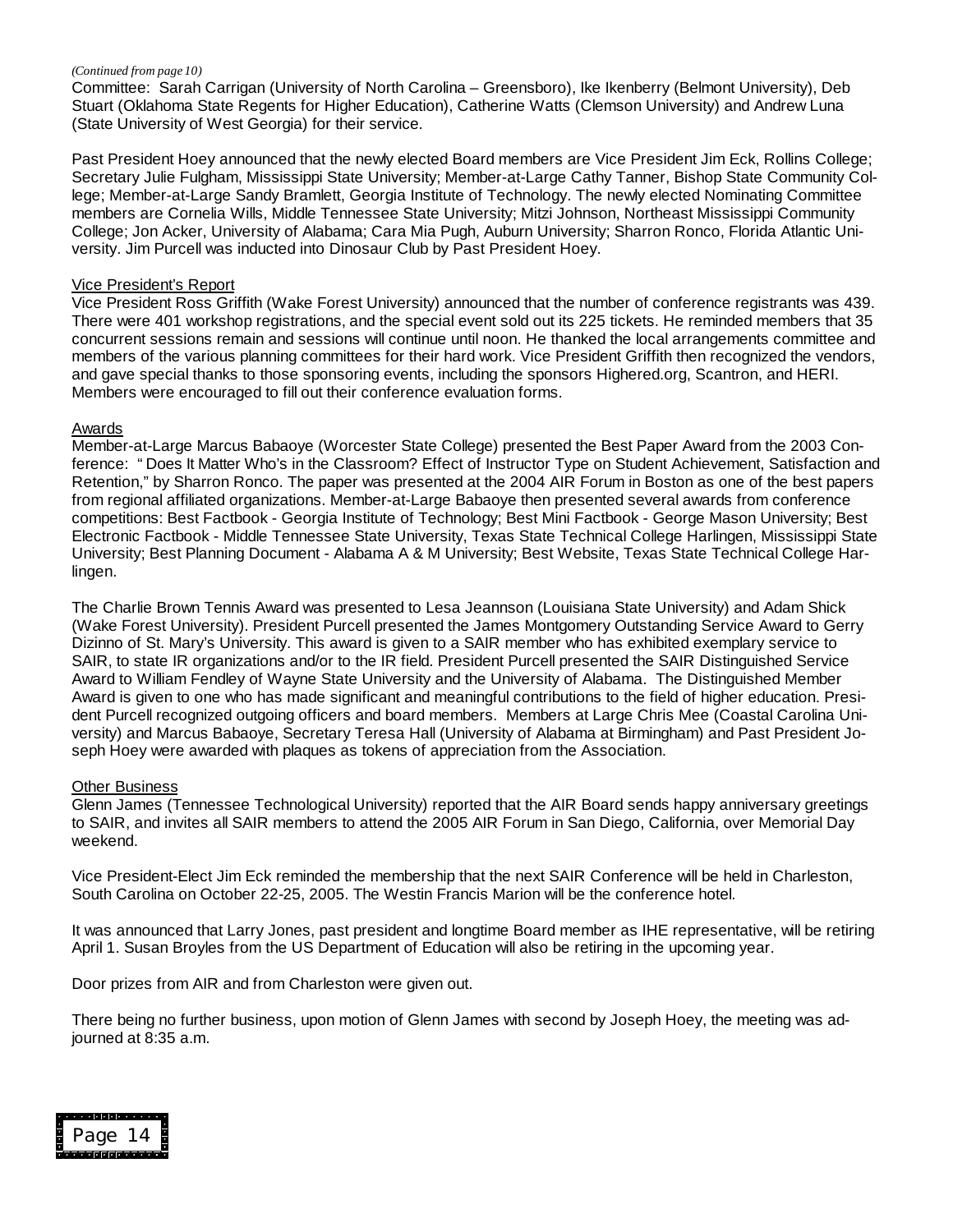*(Continued from page 10)*

Committee: Sarah Carrigan (University of North Carolina – Greensboro), Ike Ikenberry (Belmont University), Deb Stuart (Oklahoma State Regents for Higher Education), Catherine Watts (Clemson University) and Andrew Luna (State University of West Georgia) for their service.

Past President Hoey announced that the newly elected Board members are Vice President Jim Eck, Rollins College; Secretary Julie Fulgham, Mississippi State University; Member-at-Large Cathy Tanner, Bishop State Community College; Member-at-Large Sandy Bramlett, Georgia Institute of Technology. The newly elected Nominating Committee members are Cornelia Wills, Middle Tennessee State University; Mitzi Johnson, Northeast Mississippi Community College; Jon Acker, University of Alabama; Cara Mia Pugh, Auburn University; Sharron Ronco, Florida Atlantic University. Jim Purcell was inducted into Dinosaur Club by Past President Hoey.

## Vice President's Report

Vice President Ross Griffith (Wake Forest University) announced that the number of conference registrants was 439. There were 401 workshop registrations, and the special event sold out its 225 tickets. He reminded members that 35 concurrent sessions remain and sessions will continue until noon. He thanked the local arrangements committee and members of the various planning committees for their hard work. Vice President Griffith then recognized the vendors, and gave special thanks to those sponsoring events, including the sponsors Highered.org, Scantron, and HERI. Members were encouraged to fill out their conference evaluation forms.

## Awards

Member-at-Large Marcus Babaoye (Worcester State College) presented the Best Paper Award from the 2003 Conference: " Does It Matter Who's in the Classroom? Effect of Instructor Type on Student Achievement, Satisfaction and Retention," by Sharron Ronco. The paper was presented at the 2004 AIR Forum in Boston as one of the best papers from regional affiliated organizations. Member-at-Large Babaoye then presented several awards from conference competitions: Best Factbook - Georgia Institute of Technology; Best Mini Factbook - George Mason University; Best Electronic Factbook - Middle Tennessee State University, Texas State Technical College Harlingen, Mississippi State University; Best Planning Document - Alabama A & M University; Best Website, Texas State Technical College Harlingen.

The Charlie Brown Tennis Award was presented to Lesa Jeannson (Louisiana State University) and Adam Shick (Wake Forest University). President Purcell presented the James Montgomery Outstanding Service Award to Gerry Dizinno of St. Mary's University. This award is given to a SAIR member who has exhibited exemplary service to SAIR, to state IR organizations and/or to the IR field. President Purcell presented the SAIR Distinguished Service Award to William Fendley of Wayne State University and the University of Alabama. The Distinguished Member Award is given to one who has made significant and meaningful contributions to the field of higher education. President Purcell recognized outgoing officers and board members. Members at Large Chris Mee (Coastal Carolina University) and Marcus Babaoye, Secretary Teresa Hall (University of Alabama at Birmingham) and Past President Joseph Hoey were awarded with plaques as tokens of appreciation from the Association.

## Other Business

Glenn James (Tennessee Technological University) reported that the AIR Board sends happy anniversary greetings to SAIR, and invites all SAIR members to attend the 2005 AIR Forum in San Diego, California, over Memorial Day weekend.

Vice President-Elect Jim Eck reminded the membership that the next SAIR Conference will be held in Charleston, South Carolina on October 22-25, 2005. The Westin Francis Marion will be the conference hotel.

It was announced that Larry Jones, past president and longtime Board member as IHE representative, will be retiring April 1. Susan Broyles from the US Department of Education will also be retiring in the upcoming year.

Door prizes from AIR and from Charleston were given out.

There being no further business, upon motion of Glenn James with second by Joseph Hoey, the meeting was adjourned at 8:35 a.m.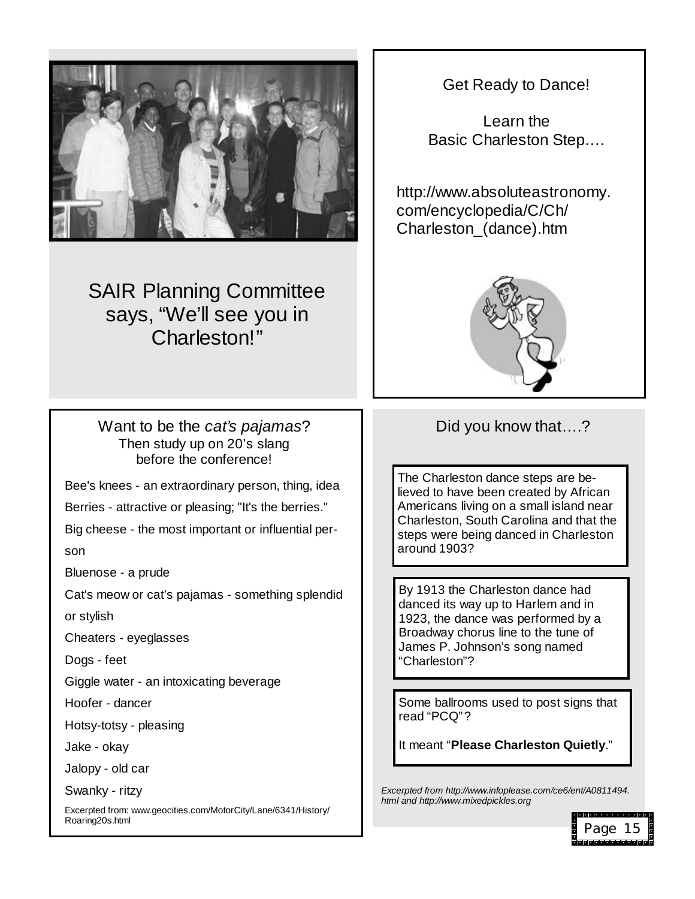SAIR Planning Committee says, "We'll see you in Charleston!"

Get Ready to Dance!

Learn the Basic Charleston Step….

http://www.absoluteastronomy.com/encyclopedia/C/Ch/Charleston_(dance).htm

Want to be the *cat's pajamas*? Then study up on 20's slang before the conference!

Bee's knees - an extraordinary person, thing, idea

Berries - attractive or pleasing; "It's the berries."

Big cheese - the most important or influential person

Bluenose - a prude

Cat's meow or cat's pajamas - something splendid or stylish

Cheaters - eyeglasses

Dogs - feet

Giggle water - an intoxicating beverage

Hoofer - dancer

Hotsy-totsy - pleasing

Jake - okay

Jalopy - old car

Swanky - ritzy

Excerpted from: www.geocities.com/MotorCity/Lane/6341/History/Roaring20s.html

Did you know that….?

The Charleston dance steps are believed to have been created by African Americans living on a small island near Charleston, South Carolina and that the steps were being danced in Charleston around 1903?

By 1913 the Charleston dance had danced its way up to Harlem and in 1923, the dance was performed by a Broadway chorus line to the tune of James P. Johnson's song named "Charleston"?

Some ballrooms used to post signs that read "PCQ"?

It meant "**Please Charleston Quietly**."

*Excerpted from http://www.infoplease.com/ce6/ent/A0811494.html and http://www.mixedpickles.org*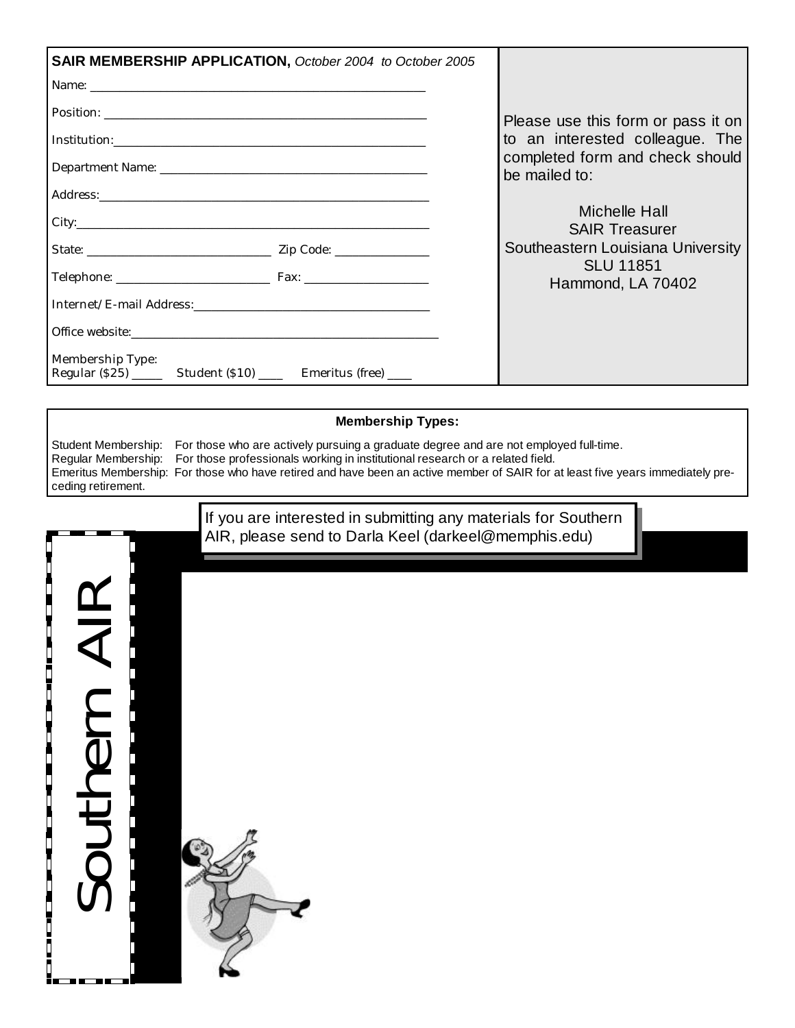**SAIR MEMBERSHIP APPLICATION,** *October 2004 to October 2005*

Name: ____________________________________________________

Position: __________________________________________________

Institution:_________________________________________________

Department Name: ___________________________________________

Address:____________________________________________________

City:_______________________________________________________

State: _____________________________ Zip Code: _______________

Telephone: ________________________ Fax: ___________________

Internet/E-mail Address:_____________________________________

Office website:_______________________________________________

Membership Type:
Regular ($25) _____ Student ($10) ____ Emeritus (free) ____

Please use this form or pass it on to an interested colleague. The completed form and check should be mailed to:

Michelle Hall
SAIR Treasurer
Southeastern Louisiana University
SLU 11851
Hammond, LA 70402

**Membership Types:**

Student Membership: For those who are actively pursuing a graduate degree and are not employed full-time.
Regular Membership: For those professionals working in institutional research or a related field.
Emeritus Membership: For those who have retired and have been an active member of SAIR for at least five years immediately preceding retirement.

If you are interested in submitting any materials for Southern AIR, please send to Darla Keel (darkeel@memphis.edu)

Southern AIR